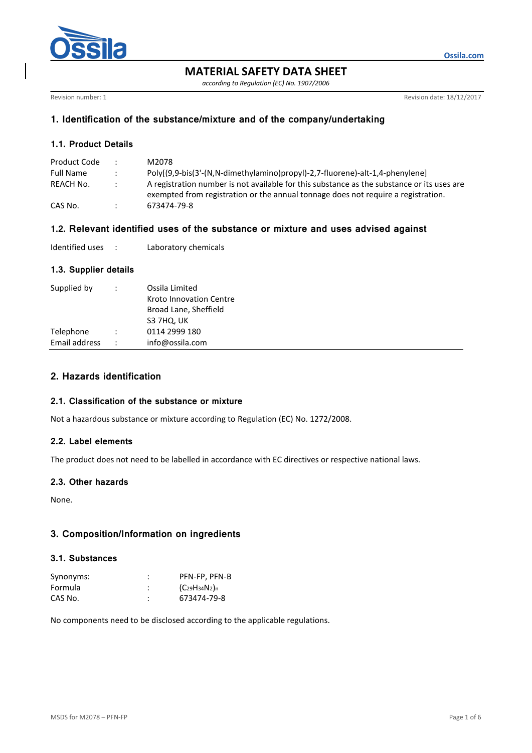# MATERIAL SAFETY DATA SHEET

*according to Regulation (EC) No. 1907/2006*

Revision number: 1 Revision date: 18/12/2017

## 1. Identification of the substance/mixture and of the company/undertaking

### 1.1. Product Details

| | | |
|---|---|---|
| Product Code | : | M2078 |
| Full Name | : | Poly[(9,9-bis(3'-(N,N-dimethylamino)propyl)-2,7-fluorene)-alt-1,4-phenylene] |
| REACH No. | : | A registration number is not available for this substance as the substance or its uses are exempted from registration or the annual tonnage does not require a registration. |
| CAS No. | : | 673474-79-8 |

### 1.2. Relevant identified uses of the substance or mixture and uses advised against

| | | |
|---|---|---|
| Identified uses | : | Laboratory chemicals |

### 1.3. Supplier details

| | | |
|---|---|---|
| Supplied by | : | Ossila Limited<br>Kroto Innovation Centre<br>Broad Lane, Sheffield<br>S3 7HQ, UK |
| Telephone | : | 0114 2999 180 |
| Email address | : | info@ossila.com |

## 2. Hazards identification

### 2.1. Classification of the substance or mixture

Not a hazardous substance or mixture according to Regulation (EC) No. 1272/2008.

### 2.2. Label elements

The product does not need to be labelled in accordance with EC directives or respective national laws.

### 2.3. Other hazards

None.

## 3. Composition/Information on ingredients

### 3.1. Substances

| | | |
|---|---|---|
| Synonyms: | : | PFN-FP, PFN-B |
| Formula | : | $(C_{29}H_{34}N_2)_n$ |
| CAS No. | : | 673474-79-8 |

No components need to be disclosed according to the applicable regulations.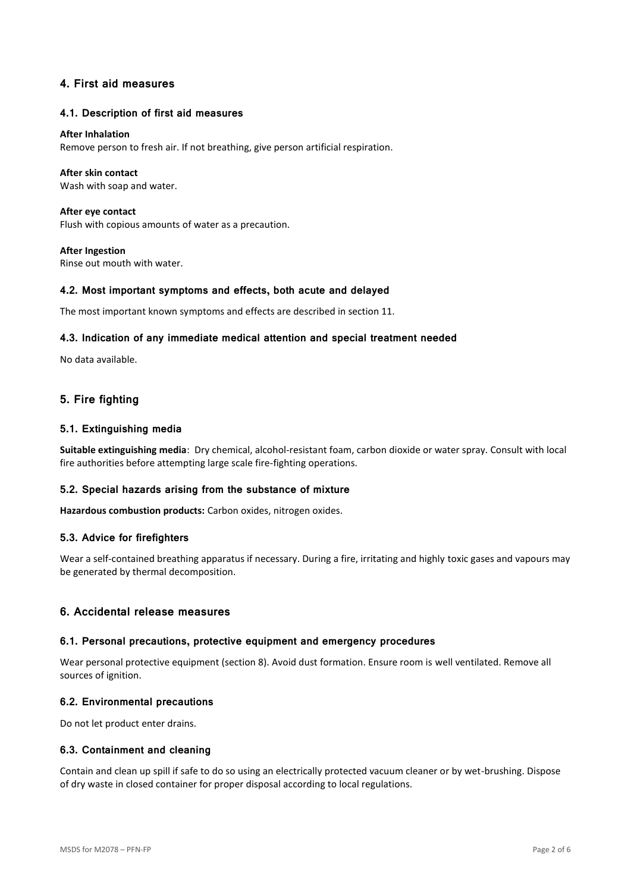## 4. First aid measures

### 4.1. Description of first aid measures

**After Inhalation**
Remove person to fresh air. If not breathing, give person artificial respiration.

**After skin contact**
Wash with soap and water.

**After eye contact**
Flush with copious amounts of water as a precaution.

**After Ingestion**
Rinse out mouth with water.

### 4.2. Most important symptoms and effects, both acute and delayed

The most important known symptoms and effects are described in section 11.

### 4.3. Indication of any immediate medical attention and special treatment needed

No data available.

## 5. Fire fighting

### 5.1. Extinguishing media

**Suitable extinguishing media**: Dry chemical, alcohol-resistant foam, carbon dioxide or water spray. Consult with local fire authorities before attempting large scale fire-fighting operations.

### 5.2. Special hazards arising from the substance of mixture

**Hazardous combustion products:** Carbon oxides, nitrogen oxides.

### 5.3. Advice for firefighters

Wear a self-contained breathing apparatus if necessary. During a fire, irritating and highly toxic gases and vapours may be generated by thermal decomposition.

## 6. Accidental release measures

### 6.1. Personal precautions, protective equipment and emergency procedures

Wear personal protective equipment (section 8). Avoid dust formation. Ensure room is well ventilated. Remove all sources of ignition.

### 6.2. Environmental precautions

Do not let product enter drains.

### 6.3. Containment and cleaning

Contain and clean up spill if safe to do so using an electrically protected vacuum cleaner or by wet-brushing. Dispose of dry waste in closed container for proper disposal according to local regulations.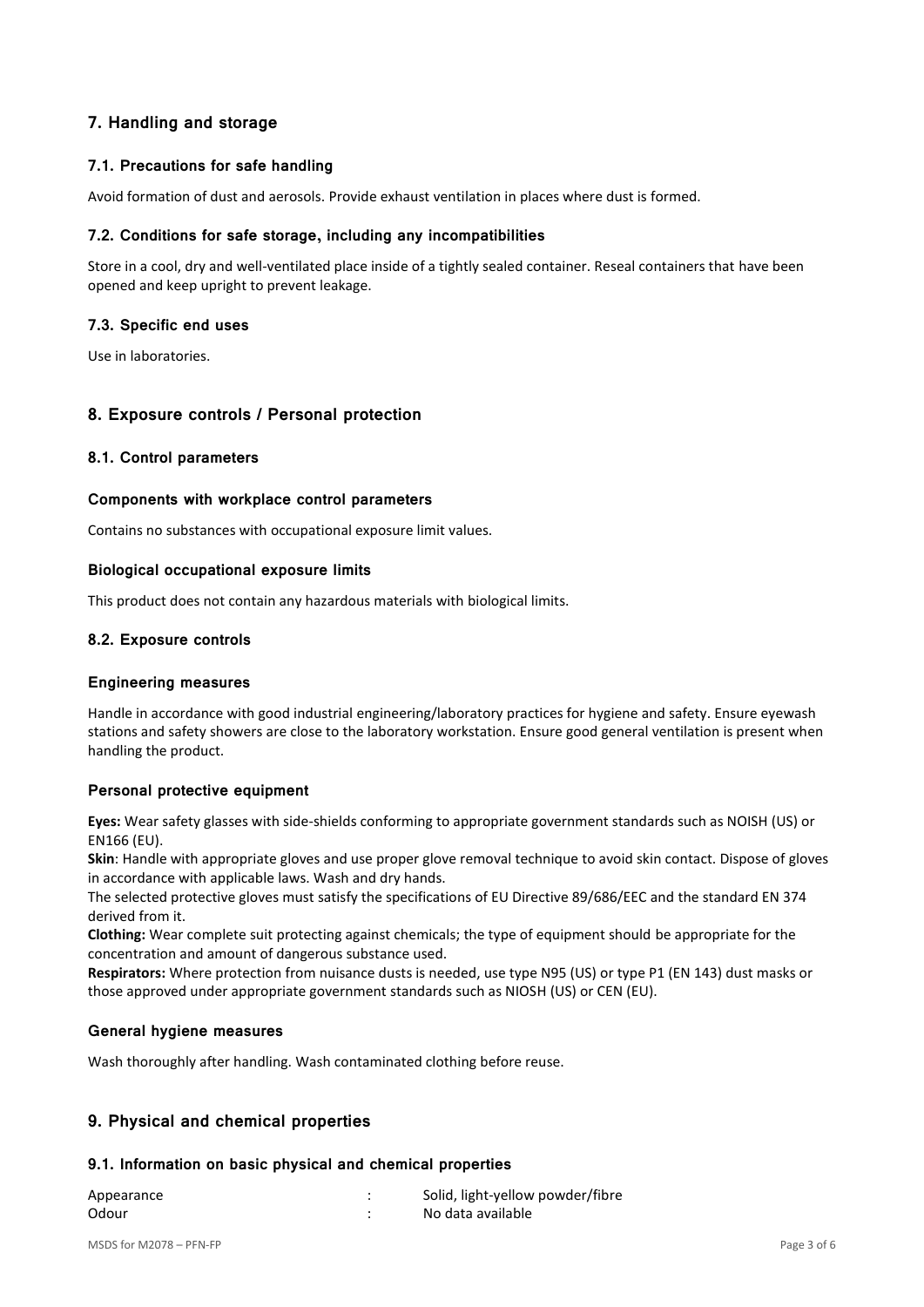## 7. Handling and storage

### 7.1. Precautions for safe handling

Avoid formation of dust and aerosols. Provide exhaust ventilation in places where dust is formed.

### 7.2. Conditions for safe storage, including any incompatibilities

Store in a cool, dry and well-ventilated place inside of a tightly sealed container. Reseal containers that have been opened and keep upright to prevent leakage.

### 7.3. Specific end uses

Use in laboratories.

## 8. Exposure controls / Personal protection

### 8.1. Control parameters

#### Components with workplace control parameters

Contains no substances with occupational exposure limit values.

#### Biological occupational exposure limits

This product does not contain any hazardous materials with biological limits.

### 8.2. Exposure controls

#### Engineering measures

Handle in accordance with good industrial engineering/laboratory practices for hygiene and safety. Ensure eyewash stations and safety showers are close to the laboratory workstation. Ensure good general ventilation is present when handling the product.

#### Personal protective equipment

**Eyes:** Wear safety glasses with side-shields conforming to appropriate government standards such as NOISH (US) or EN166 (EU).

**Skin**: Handle with appropriate gloves and use proper glove removal technique to avoid skin contact. Dispose of gloves in accordance with applicable laws. Wash and dry hands.

The selected protective gloves must satisfy the specifications of EU Directive 89/686/EEC and the standard EN 374 derived from it.

**Clothing:** Wear complete suit protecting against chemicals; the type of equipment should be appropriate for the concentration and amount of dangerous substance used.

**Respirators:** Where protection from nuisance dusts is needed, use type N95 (US) or type P1 (EN 143) dust masks or those approved under appropriate government standards such as NIOSH (US) or CEN (EU).

#### General hygiene measures

Wash thoroughly after handling. Wash contaminated clothing before reuse.

## 9. Physical and chemical properties

### 9.1. Information on basic physical and chemical properties

| | | |
|---|---|---|
| Appearance | : | Solid, light-yellow powder/fibre |
| Odour | : | No data available |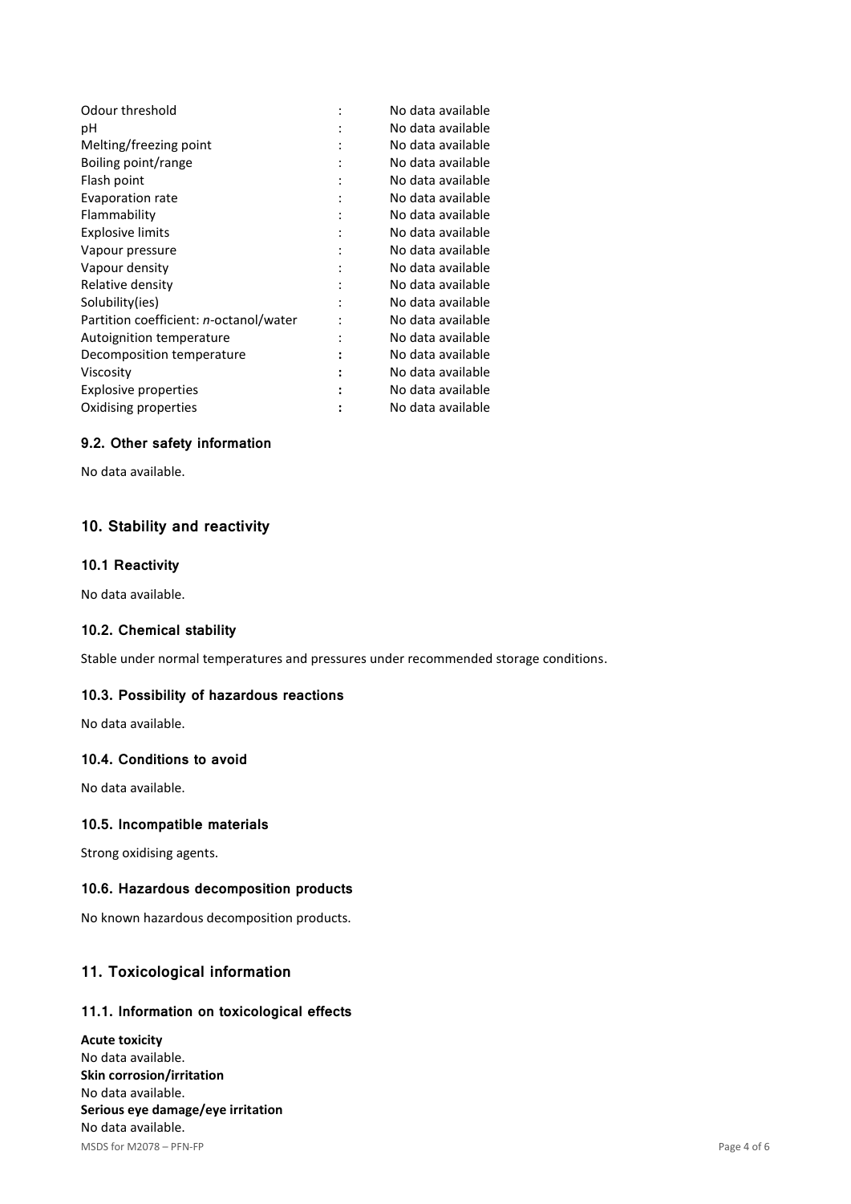| Property | | Value |
|---|---|---|
| Odour threshold | : | No data available |
| pH | : | No data available |
| Melting/freezing point | : | No data available |
| Boiling point/range | : | No data available |
| Flash point | : | No data available |
| Evaporation rate | : | No data available |
| Flammability | : | No data available |
| Explosive limits | : | No data available |
| Vapour pressure | : | No data available |
| Vapour density | : | No data available |
| Relative density | : | No data available |
| Solubility(ies) | : | No data available |
| Partition coefficient: *n*-octanol/water | : | No data available |
| Autoignition temperature | : | No data available |
| Decomposition temperature | : | No data available |
| Viscosity | : | No data available |
| Explosive properties | : | No data available |
| Oxidising properties | : | No data available |

### 9.2. Other safety information

No data available.

## 10. Stability and reactivity

### 10.1 Reactivity

No data available.

### 10.2. Chemical stability

Stable under normal temperatures and pressures under recommended storage conditions.

### 10.3. Possibility of hazardous reactions

No data available.

### 10.4. Conditions to avoid

No data available.

### 10.5. Incompatible materials

Strong oxidising agents.

### 10.6. Hazardous decomposition products

No known hazardous decomposition products.

## 11. Toxicological information

### 11.1. Information on toxicological effects

**Acute toxicity**
No data available.
**Skin corrosion/irritation**
No data available.
**Serious eye damage/eye irritation**
No data available.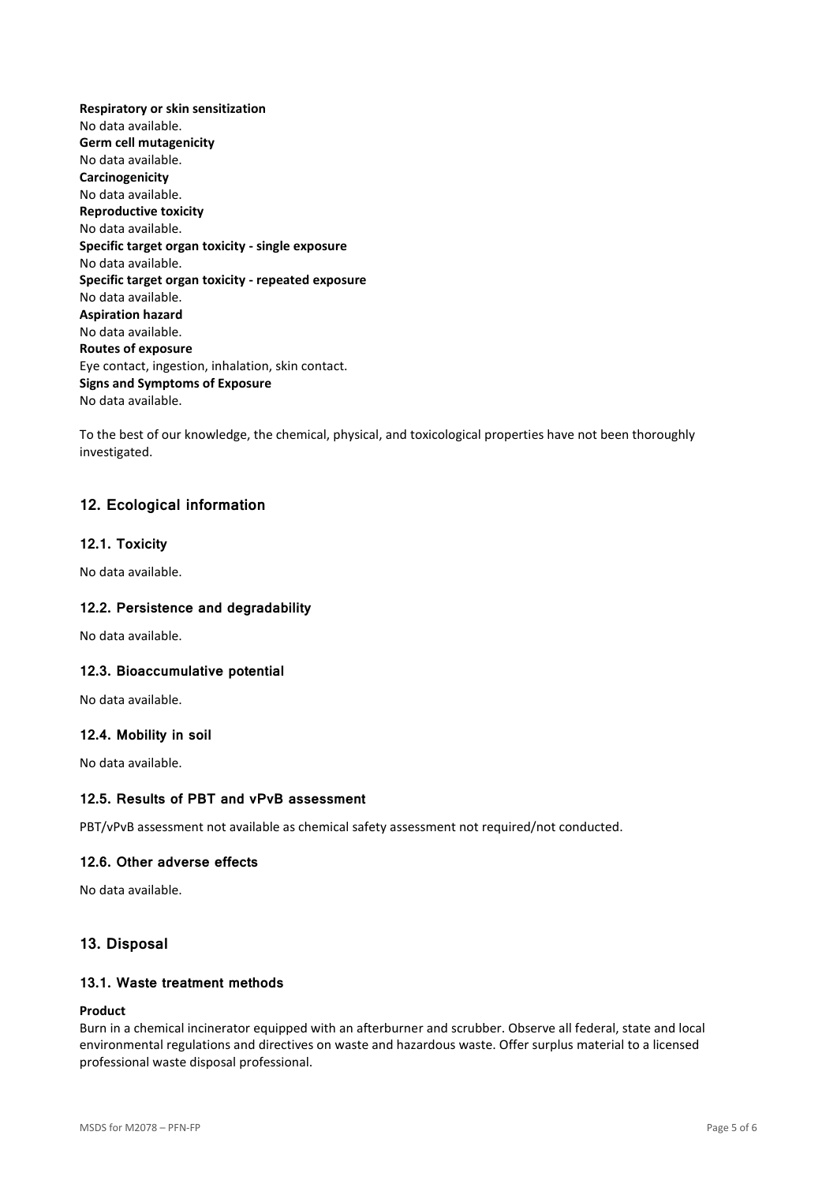**Respiratory or skin sensitization**
No data available.
**Germ cell mutagenicity**
No data available.
**Carcinogenicity**
No data available.
**Reproductive toxicity**
No data available.
**Specific target organ toxicity - single exposure**
No data available.
**Specific target organ toxicity - repeated exposure**
No data available.
**Aspiration hazard**
No data available.
**Routes of exposure**
Eye contact, ingestion, inhalation, skin contact.
**Signs and Symptoms of Exposure**
No data available.

To the best of our knowledge, the chemical, physical, and toxicological properties have not been thoroughly investigated.

## 12. Ecological information

### 12.1. Toxicity

No data available.

### 12.2. Persistence and degradability

No data available.

### 12.3. Bioaccumulative potential

No data available.

### 12.4. Mobility in soil

No data available.

### 12.5. Results of PBT and vPvB assessment

PBT/vPvB assessment not available as chemical safety assessment not required/not conducted.

### 12.6. Other adverse effects

No data available.

## 13. Disposal

### 13.1. Waste treatment methods

**Product**
Burn in a chemical incinerator equipped with an afterburner and scrubber. Observe all federal, state and local environmental regulations and directives on waste and hazardous waste. Offer surplus material to a licensed professional waste disposal professional.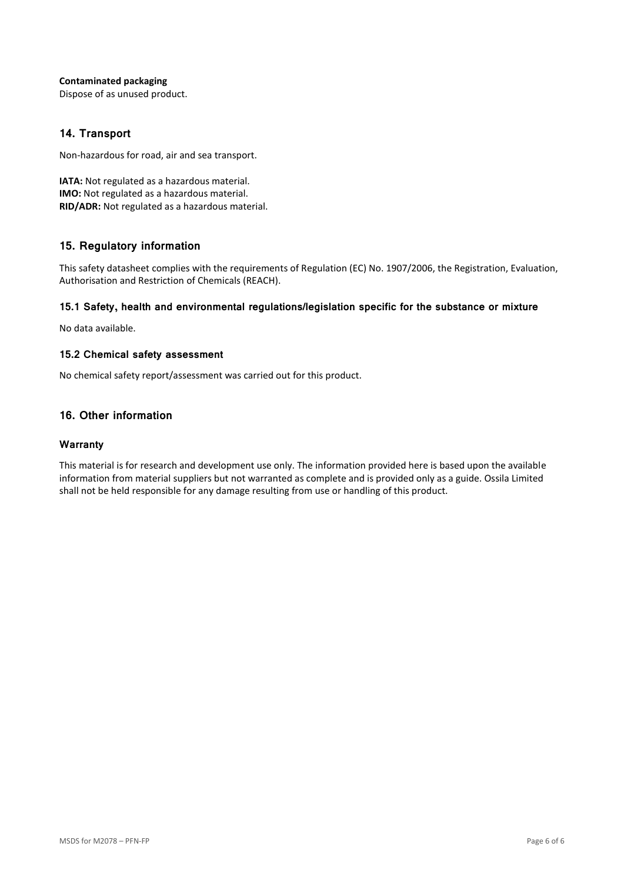**Contaminated packaging**
Dispose of as unused product.

## 14. Transport

Non-hazardous for road, air and sea transport.

**IATA:** Not regulated as a hazardous material.
**IMO:** Not regulated as a hazardous material.
**RID/ADR:** Not regulated as a hazardous material.

## 15. Regulatory information

This safety datasheet complies with the requirements of Regulation (EC) No. 1907/2006, the Registration, Evaluation, Authorisation and Restriction of Chemicals (REACH).

### 15.1 Safety, health and environmental regulations/legislation specific for the substance or mixture

No data available.

### 15.2 Chemical safety assessment

No chemical safety report/assessment was carried out for this product.

## 16. Other information

### Warranty

This material is for research and development use only. The information provided here is based upon the available information from material suppliers but not warranted as complete and is provided only as a guide. Ossila Limited shall not be held responsible for any damage resulting from use or handling of this product.